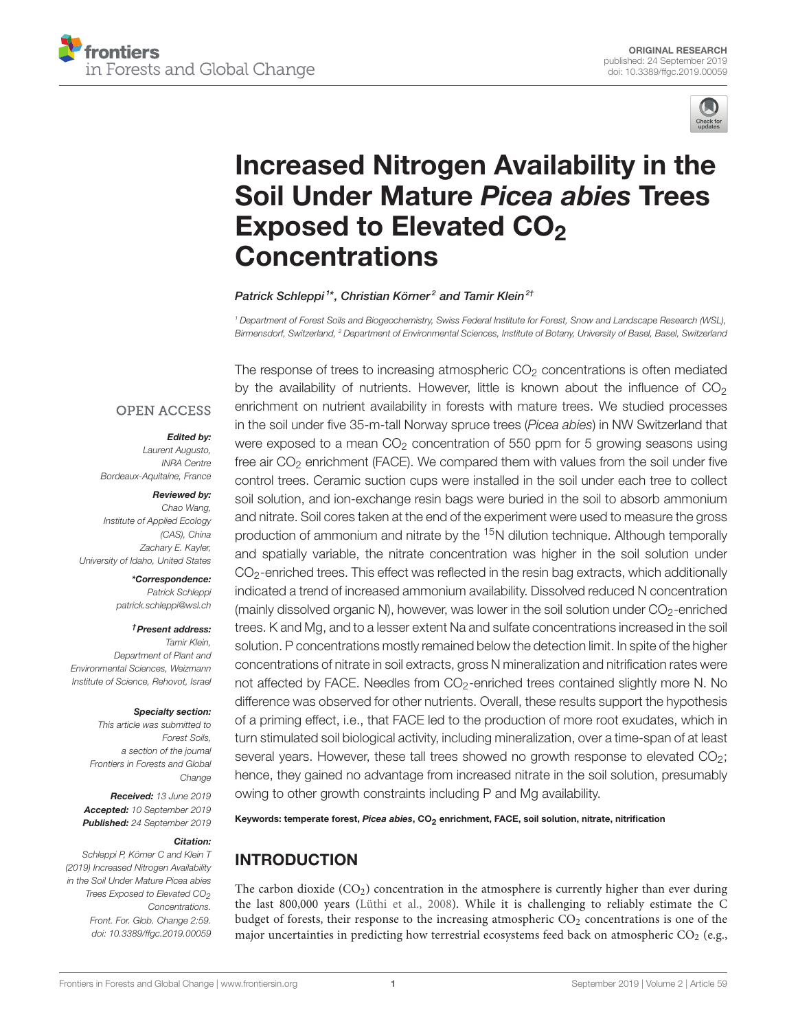ORIGINAL RESEARCH
published: 24 September 2019
doi: 10.3389/ffgc.2019.00059

# Increased Nitrogen Availability in the Soil Under Mature *Picea abies* Trees Exposed to Elevated $CO_2$ Concentrations

*Patrick Schleppi[1]\*, Christian Körner[2] and Tamir Klein[2†]*

[1] Department of Forest Soils and Biogeochemistry, Swiss Federal Institute for Forest, Snow and Landscape Research (WSL), Birmensdorf, Switzerland, [2] Department of Environmental Sciences, Institute of Botany, University of Basel, Basel, Switzerland

OPEN ACCESS

***Edited by:***
Laurent Augusto,
INRA Centre
Bordeaux-Aquitaine, France

***Reviewed by:***
Chao Wang,
Institute of Applied Ecology
(CAS), China
Zachary E. Kayler,
University of Idaho, United States

***\*Correspondence:***
Patrick Schleppi
patrick.schleppi@wsl.ch

***†Present address:***
Tamir Klein,
Department of Plant and
Environmental Sciences, Weizmann
Institute of Science, Rehovot, Israel

***Specialty section:***
This article was submitted to
Forest Soils,
a section of the journal
Frontiers in Forests and Global
Change

***Received:*** 13 June 2019
***Accepted:*** 10 September 2019
***Published:*** 24 September 2019

***Citation:***
Schleppi P, Körner C and Klein T
(2019) Increased Nitrogen Availability
in the Soil Under Mature Picea abies
Trees Exposed to Elevated $CO_2$
Concentrations.
Front. For. Glob. Change 2:59.
doi: 10.3389/ffgc.2019.00059

The response of trees to increasing atmospheric $CO_2$ concentrations is often mediated by the availability of nutrients. However, little is known about the influence of $CO_2$ enrichment on nutrient availability in forests with mature trees. We studied processes in the soil under five 35-m-tall Norway spruce trees (*Picea abies*) in NW Switzerland that were exposed to a mean $CO_2$ concentration of 550 ppm for 5 growing seasons using free air $CO_2$ enrichment (FACE). We compared them with values from the soil under five control trees. Ceramic suction cups were installed in the soil under each tree to collect soil solution, and ion-exchange resin bags were buried in the soil to absorb ammonium and nitrate. Soil cores taken at the end of the experiment were used to measure the gross production of ammonium and nitrate by the $^{15}N$ dilution technique. Although temporally and spatially variable, the nitrate concentration was higher in the soil solution under $CO_2$-enriched trees. This effect was reflected in the resin bag extracts, which additionally indicated a trend of increased ammonium availability. Dissolved reduced N concentration (mainly dissolved organic N), however, was lower in the soil solution under $CO_2$-enriched trees. K and Mg, and to a lesser extent Na and sulfate concentrations increased in the soil solution. P concentrations mostly remained below the detection limit. In spite of the higher concentrations of nitrate in soil extracts, gross N mineralization and nitrification rates were not affected by FACE. Needles from $CO_2$-enriched trees contained slightly more N. No difference was observed for other nutrients. Overall, these results support the hypothesis of a priming effect, i.e., that FACE led to the production of more root exudates, which in turn stimulated soil biological activity, including mineralization, over a time-span of at least several years. However, these tall trees showed no growth response to elevated $CO_2$; hence, they gained no advantage from increased nitrate in the soil solution, presumably owing to other growth constraints including P and Mg availability.

**Keywords: temperate forest, *Picea abies*, $CO_2$ enrichment, FACE, soil solution, nitrate, nitrification**

## INTRODUCTION

The carbon dioxide ($CO_2$) concentration in the atmosphere is currently higher than ever during the last 800,000 years (Lüthi et al., 2008). While it is challenging to reliably estimate the C budget of forests, their response to the increasing atmospheric $CO_2$ concentrations is one of the major uncertainties in predicting how terrestrial ecosystems feed back on atmospheric $CO_2$ (e.g.,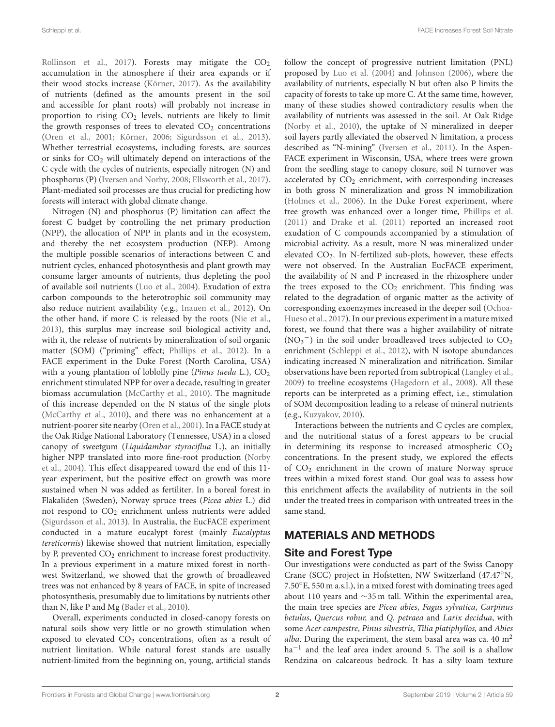Rollinson et al., 2017). Forests may mitigate the $CO_2$ accumulation in the atmosphere if their area expands or if their wood stocks increase (Körner, 2017). As the availability of nutrients (defined as the amounts present in the soil and accessible for plant roots) will probably not increase in proportion to rising $CO_2$ levels, nutrients are likely to limit the growth responses of trees to elevated $CO_2$ concentrations (Oren et al., 2001; Körner, 2006; Sigurdsson et al., 2013). Whether terrestrial ecosystems, including forests, are sources or sinks for $CO_2$ will ultimately depend on interactions of the C cycle with the cycles of nutrients, especially nitrogen (N) and phosphorus (P) (Iversen and Norby, 2008; Ellsworth et al., 2017). Plant-mediated soil processes are thus crucial for predicting how forests will interact with global climate change.

Nitrogen (N) and phosphorus (P) limitation can affect the forest C budget by controlling the net primary production (NPP), the allocation of NPP in plants and in the ecosystem, and thereby the net ecosystem production (NEP). Among the multiple possible scenarios of interactions between C and nutrient cycles, enhanced photosynthesis and plant growth may consume larger amounts of nutrients, thus depleting the pool of available soil nutrients (Luo et al., 2004). Exudation of extra carbon compounds to the heterotrophic soil community may also reduce nutrient availability (e.g., Inauen et al., 2012). On the other hand, if more C is released by the roots (Nie et al., 2013), this surplus may increase soil biological activity and, with it, the release of nutrients by mineralization of soil organic matter (SOM) ("priming" effect; Phillips et al., 2012). In a FACE experiment in the Duke Forest (North Carolina, USA) with a young plantation of loblolly pine (*Pinus taeda* L.), $CO_2$ enrichment stimulated NPP for over a decade, resulting in greater biomass accumulation (McCarthy et al., 2010). The magnitude of this increase depended on the N status of the single plots (McCarthy et al., 2010), and there was no enhancement at a nutrient-poorer site nearby (Oren et al., 2001). In a FACE study at the Oak Ridge National Laboratory (Tennessee, USA) in a closed canopy of sweetgum (*Liquidambar styraciflua* L.), an initially higher NPP translated into more fine-root production (Norby et al., 2004). This effect disappeared toward the end of this 11-year experiment, but the positive effect on growth was more sustained when N was added as fertiliter. In a boreal forest in Flakaliden (Sweden), Norway spruce trees (*Picea abies* L.) did not respond to $CO_2$ enrichment unless nutrients were added (Sigurdsson et al., 2013). In Australia, the EucFACE experiment conducted in a mature eucalypt forest (mainly *Eucalyptus tereticornis*) likewise showed that nutrient limitation, especially by P, prevented $CO_2$ enrichment to increase forest productivity. In a previous experiment in a mature mixed forest in north-west Switzerland, we showed that the growth of broadleaved trees was not enhanced by 8 years of FACE, in spite of increased photosynthesis, presumably due to limitations by nutrients other than N, like P and Mg (Bader et al., 2010).

Overall, experiments conducted in closed-canopy forests on natural soils show very little or no growth stimulation when exposed to elevated $CO_2$ concentrations, often as a result of nutrient limitation. While natural forest stands are usually nutrient-limited from the beginning on, young, artificial stands follow the concept of progressive nutrient limitation (PNL) proposed by Luo et al. (2004) and Johnson (2006), where the availability of nutrients, especially N but often also P limits the capacity of forests to take up more C. At the same time, however, many of these studies showed contradictory results when the availability of nutrients was assessed in the soil. At Oak Ridge (Norby et al., 2010), the uptake of N mineralized in deeper soil layers partly alleviated the observed N limitation, a process described as "N-mining" (Iversen et al., 2011). In the Aspen-FACE experiment in Wisconsin, USA, where trees were grown from the seedling stage to canopy closure, soil N turnover was accelerated by $CO_2$ enrichment, with corresponding increases in both gross N mineralization and gross N immobilization (Holmes et al., 2006). In the Duke Forest experiment, where tree growth was enhanced over a longer time, Phillips et al. (2011) and Drake et al. (2011) reported an increased root exudation of C compounds accompanied by a stimulation of microbial activity. As a result, more N was mineralized under elevated $CO_2$. In N-fertilized sub-plots, however, these effects were not observed. In the Australian EucFACE experiment, the availability of N and P increased in the rhizosphere under the trees exposed to the $CO_2$ enrichment. This finding was related to the degradation of organic matter as the activity of corresponding exoenzymes increased in the deeper soil (Ochoa-Hueso et al., 2017). In our previous experiment in a mature mixed forest, we found that there was a higher availability of nitrate ($NO_3^-$) in the soil under broadleaved trees subjected to $CO_2$ enrichment (Schleppi et al., 2012), with N isotope abundances indicating increased N mineralization and nitrification. Similar observations have been reported from subtropical (Langley et al., 2009) to treeline ecosystems (Hagedorn et al., 2008). All these reports can be interpreted as a priming effect, i.e., stimulation of SOM decomposition leading to a release of mineral nutrients (e.g., Kuzyakov, 2010).

Interactions between the nutrients and C cycles are complex, and the nutritional status of a forest appears to be crucial in determining its response to increased atmospheric $CO_2$ concentrations. In the present study, we explored the effects of $CO_2$ enrichment in the crown of mature Norway spruce trees within a mixed forest stand. Our goal was to assess how this enrichment affects the availability of nutrients in the soil under the treated trees in comparison with untreated trees in the same stand.

## MATERIALS AND METHODS

### Site and Forest Type

Our investigations were conducted as part of the Swiss Canopy Crane (SCC) project in Hofstetten, NW Switzerland (47.47°N, 7.50°E, 550 m a.s.l.), in a mixed forest with dominating trees aged about 110 years and ~35 m tall. Within the experimental area, the main tree species are *Picea abies*, *Fagus sylvatica*, *Carpinus betulus*, *Quercus robur,* and *Q. petraea* and *Larix decidua*, with some *Acer campestre*, *Pinus silvestris*, *Tilia platiphyllos,* and *Abies alba*. During the experiment, the stem basal area was ca. 40 $m^2$ $ha^{-1}$ and the leaf area index around 5. The soil is a shallow Rendzina on calcareous bedrock. It has a silty loam texture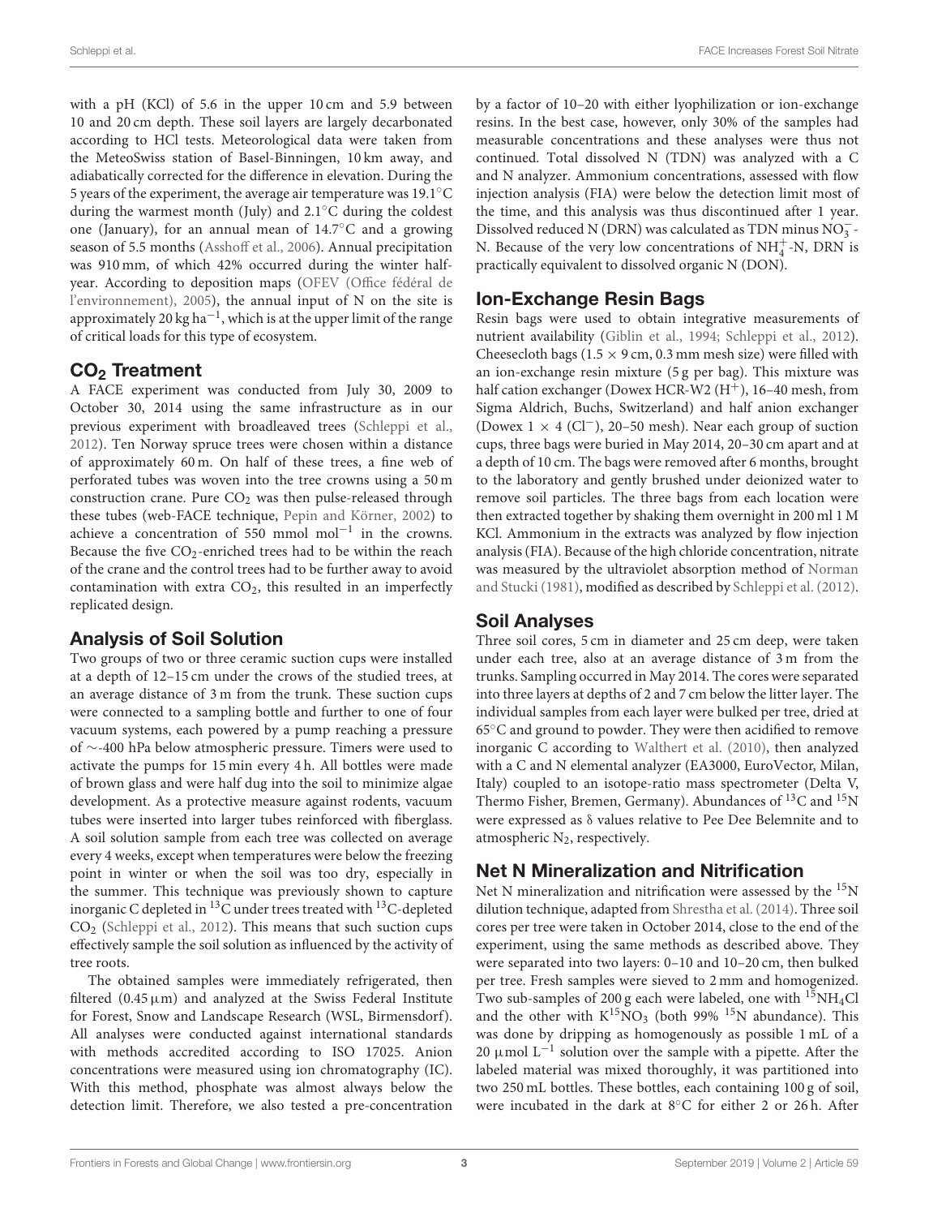with a pH (KCl) of 5.6 in the upper 10 cm and 5.9 between 10 and 20 cm depth. These soil layers are largely decarbonated according to HCl tests. Meteorological data were taken from the MeteoSwiss station of Basel-Binningen, 10 km away, and adiabatically corrected for the difference in elevation. During the 5 years of the experiment, the average air temperature was 19.1°C during the warmest month (July) and 2.1°C during the coldest one (January), for an annual mean of 14.7°C and a growing season of 5.5 months (Asshoff et al., 2006). Annual precipitation was 910 mm, of which 42% occurred during the winter half-year. According to deposition maps (OFEV (Office fédéral de l'environnement), 2005), the annual input of N on the site is approximately 20 kg $ha^{-1}$, which is at the upper limit of the range of critical loads for this type of ecosystem.

## $CO_2$ Treatment

A FACE experiment was conducted from July 30, 2009 to October 30, 2014 using the same infrastructure as in our previous experiment with broadleaved trees (Schleppi et al., 2012). Ten Norway spruce trees were chosen within a distance of approximately 60 m. On half of these trees, a fine web of perforated tubes was woven into the tree crowns using a 50 m construction crane. Pure $CO_2$ was then pulse-released through these tubes (web-FACE technique, Pepin and Körner, 2002) to achieve a concentration of 550 mmol $mol^{-1}$ in the crowns. Because the five $CO_2$-enriched trees had to be within the reach of the crane and the control trees had to be further away to avoid contamination with extra $CO_2$, this resulted in an imperfectly replicated design.

## Analysis of Soil Solution

Two groups of two or three ceramic suction cups were installed at a depth of 12–15 cm under the crows of the studied trees, at an average distance of 3 m from the trunk. These suction cups were connected to a sampling bottle and further to one of four vacuum systems, each powered by a pump reaching a pressure of ∼-400 hPa below atmospheric pressure. Timers were used to activate the pumps for 15 min every 4 h. All bottles were made of brown glass and were half dug into the soil to minimize algae development. As a protective measure against rodents, vacuum tubes were inserted into larger tubes reinforced with fiberglass. A soil solution sample from each tree was collected on average every 4 weeks, except when temperatures were below the freezing point in winter or when the soil was too dry, especially in the summer. This technique was previously shown to capture inorganic C depleted in $^{13}C$ under trees treated with $^{13}C$-depleted $CO_2$ (Schleppi et al., 2012). This means that such suction cups effectively sample the soil solution as influenced by the activity of tree roots.

The obtained samples were immediately refrigerated, then filtered (0.45 μm) and analyzed at the Swiss Federal Institute for Forest, Snow and Landscape Research (WSL, Birmensdorf). All analyses were conducted against international standards with methods accredited according to ISO 17025. Anion concentrations were measured using ion chromatography (IC). With this method, phosphate was almost always below the detection limit. Therefore, we also tested a pre-concentration by a factor of 10–20 with either lyophilization or ion-exchange resins. In the best case, however, only 30% of the samples had measurable concentrations and these analyses were thus not continued. Total dissolved N (TDN) was analyzed with a C and N analyzer. Ammonium concentrations, assessed with flow injection analysis (FIA) were below the detection limit most of the time, and this analysis was thus discontinued after 1 year. Dissolved reduced N (DRN) was calculated as TDN minus $NO_3^-$-N. Because of the very low concentrations of $NH_4^+$-N, DRN is practically equivalent to dissolved organic N (DON).

## Ion-Exchange Resin Bags

Resin bags were used to obtain integrative measurements of nutrient availability (Giblin et al., 1994; Schleppi et al., 2012). Cheesecloth bags (1.5 × 9 cm, 0.3 mm mesh size) were filled with an ion-exchange resin mixture (5 g per bag). This mixture was half cation exchanger (Dowex HCR-W2 ($H^+$), 16–40 mesh, from Sigma Aldrich, Buchs, Switzerland) and half anion exchanger (Dowex 1 × 4 ($Cl^-$), 20–50 mesh). Near each group of suction cups, three bags were buried in May 2014, 20–30 cm apart and at a depth of 10 cm. The bags were removed after 6 months, brought to the laboratory and gently brushed under deionized water to remove soil particles. The three bags from each location were then extracted together by shaking them overnight in 200 ml 1 M KCl. Ammonium in the extracts was analyzed by flow injection analysis (FIA). Because of the high chloride concentration, nitrate was measured by the ultraviolet absorption method of Norman and Stucki (1981), modified as described by Schleppi et al. (2012).

## Soil Analyses

Three soil cores, 5 cm in diameter and 25 cm deep, were taken under each tree, also at an average distance of 3 m from the trunks. Sampling occurred in May 2014. The cores were separated into three layers at depths of 2 and 7 cm below the litter layer. The individual samples from each layer were bulked per tree, dried at 65°C and ground to powder. They were then acidified to remove inorganic C according to Walthert et al. (2010), then analyzed with a C and N elemental analyzer (EA3000, EuroVector, Milan, Italy) coupled to an isotope-ratio mass spectrometer (Delta V, Thermo Fisher, Bremen, Germany). Abundances of $^{13}C$ and $^{15}N$ were expressed as δ values relative to Pee Dee Belemnite and to atmospheric $N_2$, respectively.

## Net N Mineralization and Nitrification

Net N mineralization and nitrification were assessed by the $^{15}N$ dilution technique, adapted from Shrestha et al. (2014). Three soil cores per tree were taken in October 2014, close to the end of the experiment, using the same methods as described above. They were separated into two layers: 0–10 and 10–20 cm, then bulked per tree. Fresh samples were sieved to 2 mm and homogenized. Two sub-samples of 200 g each were labeled, one with $^{15}NH_4Cl$ and the other with $K^{15}NO_3$ (both 99% $^{15}N$ abundance). This was done by dripping as homogenously as possible 1 mL of a 20 μmol $L^{-1}$ solution over the sample with a pipette. After the labeled material was mixed thoroughly, it was partitioned into two 250 mL bottles. These bottles, each containing 100 g of soil, were incubated in the dark at 8°C for either 2 or 26 h. After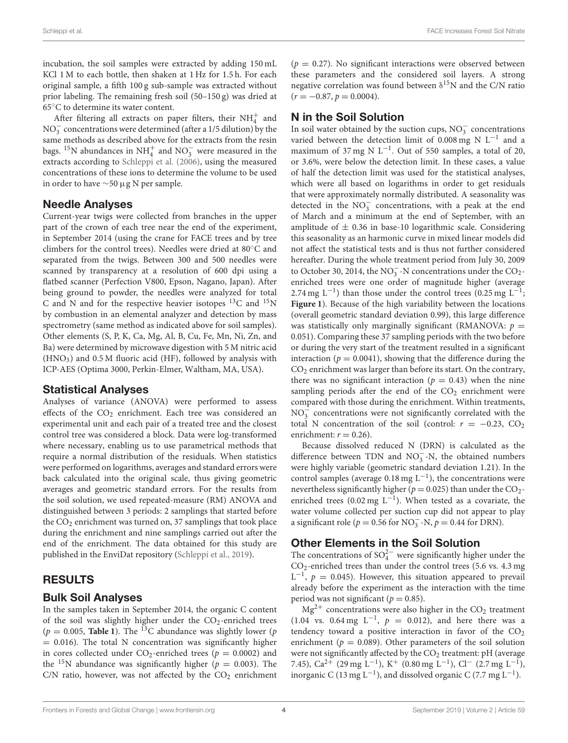incubation, the soil samples were extracted by adding 150 mL KCl 1 M to each bottle, then shaken at 1 Hz for 1.5 h. For each original sample, a fifth 100 g sub-sample was extracted without prior labeling. The remaining fresh soil (50–150 g) was dried at 65°C to determine its water content.

After filtering all extracts on paper filters, their $NH_4^+$ and $NO_3^-$ concentrations were determined (after a 1/5 dilution) by the same methods as described above for the extracts from the resin bags. $^{15}N$ abundances in $NH_4^+$ and $NO_3^-$ were measured in the extracts according to Schleppi et al. (2006), using the measured concentrations of these ions to determine the volume to be used in order to have ∼50 μg N per sample.

### Needle Analyses

Current-year twigs were collected from branches in the upper part of the crown of each tree near the end of the experiment, in September 2014 (using the crane for FACE trees and by tree climbers for the control trees). Needles were dried at 80°C and separated from the twigs. Between 300 and 500 needles were scanned by transparency at a resolution of 600 dpi using a flatbed scanner (Perfection V800, Epson, Nagano, Japan). After being ground to powder, the needles were analyzed for total C and N and for the respective heavier isotopes $^{13}C$ and $^{15}N$ by combustion in an elemental analyzer and detection by mass spectrometry (same method as indicated above for soil samples). Other elements (S, P, K, Ca, Mg, Al, B, Cu, Fe, Mn, Ni, Zn, and Ba) were determined by microwave digestion with 5 M nitric acid ($HNO_3$) and 0.5 M fluoric acid (HF), followed by analysis with ICP-AES (Optima 3000, Perkin-Elmer, Waltham, MA, USA).

### Statistical Analyses

Analyses of variance (ANOVA) were performed to assess effects of the $CO_2$ enrichment. Each tree was considered an experimental unit and each pair of a treated tree and the closest control tree was considered a block. Data were log-transformed where necessary, enabling us to use parametrical methods that require a normal distribution of the residuals. When statistics were performed on logarithms, averages and standard errors were back calculated into the original scale, thus giving geometric averages and geometric standard errors. For the results from the soil solution, we used repeated-measure (RM) ANOVA and distinguished between 3 periods: 2 samplings that started before the $CO_2$ enrichment was turned on, 37 samplings that took place during the enrichment and nine samplings carried out after the end of the enrichment. The data obtained for this study are published in the EnviDat repository (Schleppi et al., 2019).

## RESULTS

### Bulk Soil Analyses

In the samples taken in September 2014, the organic C content of the soil was slightly higher under the $CO_2$-enriched trees ($p = 0.005$, **Table 1**). The $^{13}C$ abundance was slightly lower ($p = 0.016$). The total N concentration was significantly higher in cores collected under $CO_2$-enriched trees ($p = 0.0002$) and the $^{15}N$ abundance was significantly higher ($p = 0.003$). The C/N ratio, however, was not affected by the $CO_2$ enrichment ($p = 0.27$). No significant interactions were observed between these parameters and the considered soil layers. A strong negative correlation was found between $\delta^{15}N$ and the C/N ratio ($r = -0.87$, $p = 0.0004$).

### N in the Soil Solution

In soil water obtained by the suction cups, $NO_3^-$ concentrations varied between the detection limit of 0.008 mg N $L^{-1}$ and a maximum of 37 mg N $L^{-1}$. Out of 550 samples, a total of 20, or 3.6%, were below the detection limit. In these cases, a value of half the detection limit was used for the statistical analyses, which were all based on logarithms in order to get residuals that were approximately normally distributed. A seasonality was detected in the $NO_3^-$ concentrations, with a peak at the end of March and a minimum at the end of September, with an amplitude of ± 0.36 in base-10 logarithmic scale. Considering this seasonality as an harmonic curve in mixed linear models did not affect the statistical tests and is thus not further considered hereafter. During the whole treatment period from July 30, 2009 to October 30, 2014, the $NO_3^-$-N concentrations under the $CO_2$-enriched trees were one order of magnitude higher (average 2.74 mg $L^{-1}$) than those under the control trees (0.25 mg $L^{-1}$; **Figure 1**). Because of the high variability between the locations (overall geometric standard deviation 0.99), this large difference was statistically only marginally significant (RMANOVA: $p = 0.051$). Comparing these 37 sampling periods with the two before or during the very start of the treatment resulted in a significant interaction ($p = 0.0041$), showing that the difference during the $CO_2$ enrichment was larger than before its start. On the contrary, there was no significant interaction ($p = 0.43$) when the nine sampling periods after the end of the $CO_2$ enrichment were compared with those during the enrichment. Within treatments, $NO_3^-$ concentrations were not significantly correlated with the total N concentration of the soil (control: $r = -0.23$, $CO_2$ enrichment: $r = 0.26$).

Because dissolved reduced N (DRN) is calculated as the difference between TDN and $NO_3^-$-N, the obtained numbers were highly variable (geometric standard deviation 1.21). In the control samples (average 0.18 mg $L^{-1}$), the concentrations were nevertheless significantly higher ($p = 0.025$) than under the $CO_2$-enriched trees (0.02 mg $L^{-1}$). When tested as a covariate, the water volume collected per suction cup did not appear to play a significant role ($p = 0.56$ for $NO_3^-$-N, $p = 0.44$ for DRN).

### Other Elements in the Soil Solution

The concentrations of $SO_4^{2-}$ were significantly higher under the $CO_2$-enriched trees than under the control trees (5.6 vs. 4.3 mg $L^{-1}$, $p = 0.045$). However, this situation appeared to prevail already before the experiment as the interaction with the time period was not significant ($p = 0.85$).

$Mg^{2+}$ concentrations were also higher in the $CO_2$ treatment (1.04 vs. 0.64 mg $L^{-1}$, $p = 0.012$), and here there was a tendency toward a positive interaction in favor of the $CO_2$ enrichment ($p = 0.089$). Other parameters of the soil solution were not significantly affected by the $CO_2$ treatment: pH (average 7.45), $Ca^{2+}$ (29 mg $L^{-1}$), $K^+$ (0.80 mg $L^{-1}$), $Cl^-$ (2.7 mg $L^{-1}$), inorganic C (13 mg $L^{-1}$), and dissolved organic C (7.7 mg $L^{-1}$).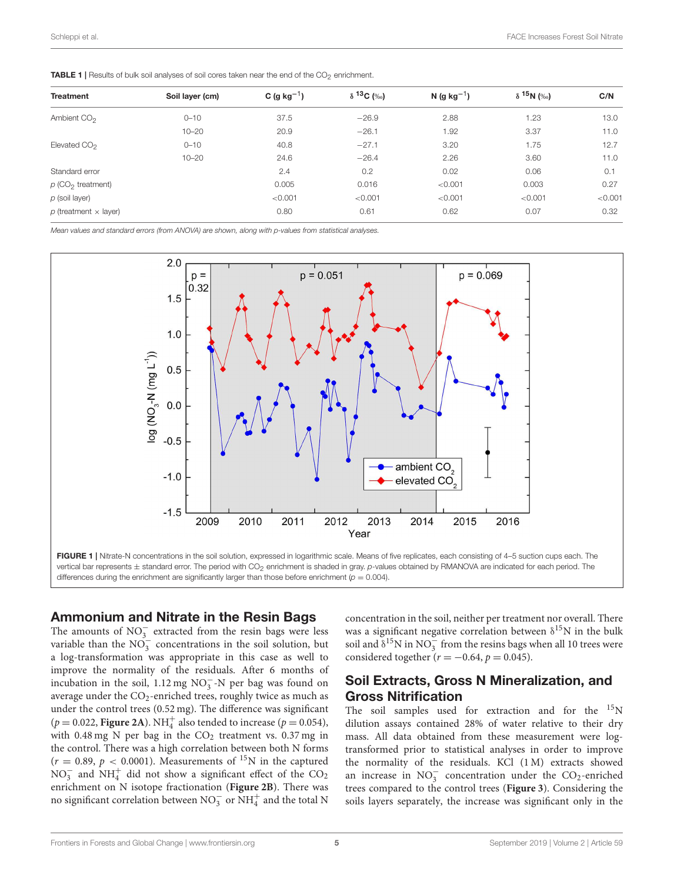**TABLE 1** | Results of bulk soil analyses of soil cores taken near the end of the $CO_2$ enrichment.

| Treatment | Soil layer (cm) | C (g $kg^{-1}$) | $\delta$ $^{13}C$ (‰) | N (g $kg^{-1}$) | $\delta$ $^{15}N$ (‰) | C/N |
|---|---|---|---|---|---|---|
| Ambient $CO_2$ | 0–10 | 37.5 | −26.9 | 2.88 | 1.23 | 13.0 |
| | 10–20 | 20.9 | −26.1 | 1.92 | 3.37 | 11.0 |
| Elevated $CO_2$ | 0–10 | 40.8 | −27.1 | 3.20 | 1.75 | 12.7 |
| | 10–20 | 24.6 | −26.4 | 2.26 | 3.60 | 11.0 |
| Standard error | | 2.4 | 0.2 | 0.02 | 0.06 | 0.1 |
| *p* ($CO_2$ treatment) | | 0.005 | 0.016 | <0.001 | 0.003 | 0.27 |
| *p* (soil layer) | | <0.001 | <0.001 | <0.001 | <0.001 | <0.001 |
| *p* (treatment × layer) | | 0.80 | 0.61 | 0.62 | 0.07 | 0.32 |

*Mean values and standard errors (from ANOVA) are shown, along with p-values from statistical analyses.*

**FIGURE 1** | Nitrate-N concentrations in the soil solution, expressed in logarithmic scale. Means of five replicates, each consisting of 4–5 suction cups each. The vertical bar represents ± standard error. The period with $CO_2$ enrichment is shaded in gray. *p*-values obtained by RMANOVA are indicated for each period. The differences during the enrichment are significantly larger than those before enrichment ($p = 0.004$).

## Ammonium and Nitrate in the Resin Bags

The amounts of $NO_3^-$ extracted from the resin bags were less variable than the $NO_3^-$ concentrations in the soil solution, but a log-transformation was appropriate in this case as well to improve the normality of the residuals. After 6 months of incubation in the soil, 1.12 mg $NO_3^-$-N per bag was found on average under the $CO_2$-enriched trees, roughly twice as much as under the control trees (0.52 mg). The difference was significant ($p = 0.022$, **Figure 2A**). $NH_4^+$ also tended to increase ($p = 0.054$), with 0.48 mg N per bag in the $CO_2$ treatment vs. 0.37 mg in the control. There was a high correlation between both N forms ($r = 0.89$, $p < 0.0001$). Measurements of $^{15}N$ in the captured $NO_3^-$ and $NH_4^+$ did not show a significant effect of the $CO_2$ enrichment on N isotope fractionation (**Figure 2B**). There was no significant correlation between $NO_3^-$ or $NH_4^+$ and the total N concentration in the soil, neither per treatment nor overall. There was a significant negative correlation between $\delta^{15}N$ in the bulk soil and $\delta^{15}N$ in $NO_3^-$ from the resins bags when all 10 trees were considered together ($r = -0.64$, $p = 0.045$).

## Soil Extracts, Gross N Mineralization, and Gross Nitrification

The soil samples used for extraction and for the $^{15}N$ dilution assays contained 28% of water relative to their dry mass. All data obtained from these measurement were log-transformed prior to statistical analyses in order to improve the normality of the residuals. KCl (1 M) extracts showed an increase in $NO_3^-$ concentration under the $CO_2$-enriched trees compared to the control trees (**Figure 3**). Considering the soils layers separately, the increase was significant only in the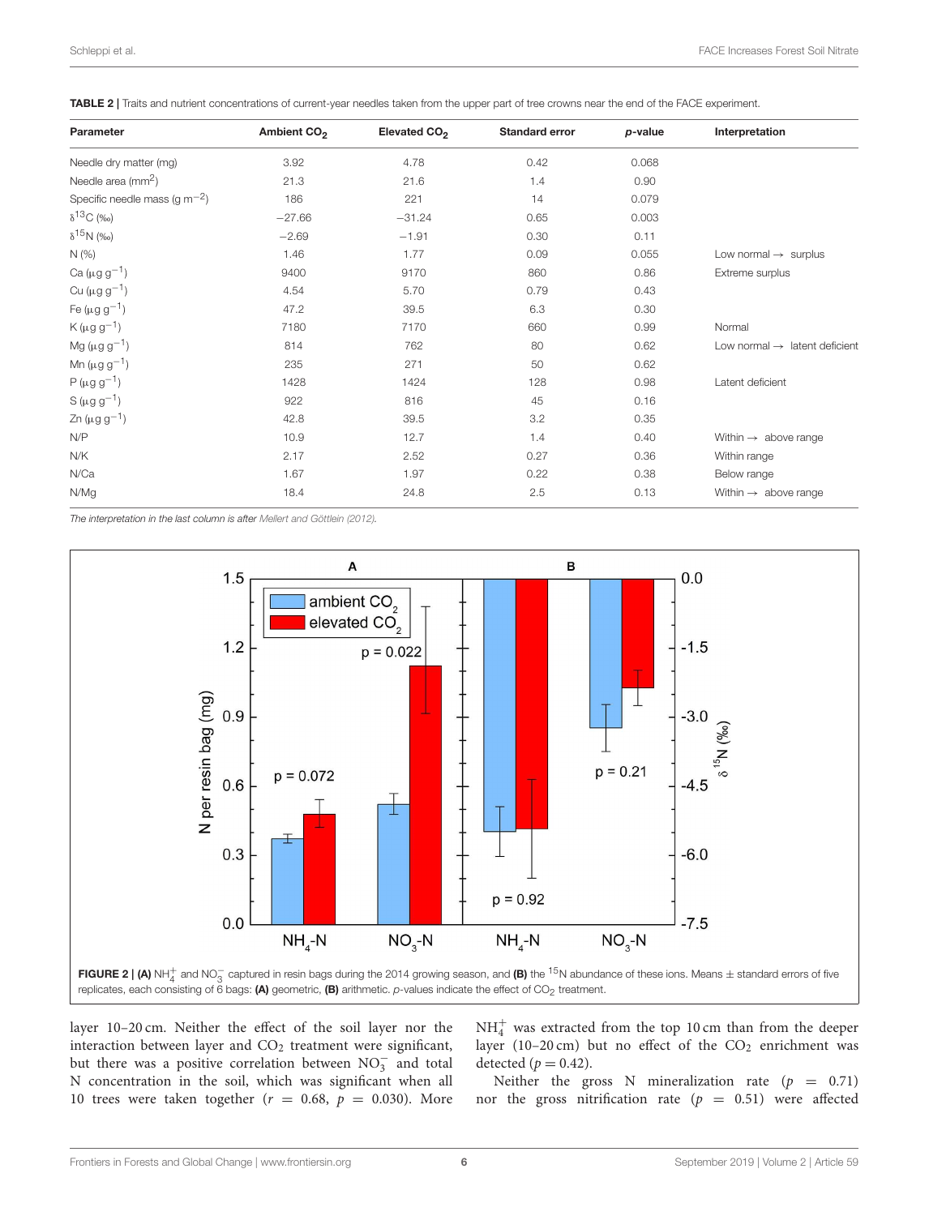**TABLE 2** | Traits and nutrient concentrations of current-year needles taken from the upper part of tree crowns near the end of the FACE experiment.

| Parameter | Ambient $CO_2$ | Elevated $CO_2$ | Standard error | *p*-value | Interpretation |
|---|---|---|---|---|---|
| Needle dry matter (mg) | 3.92 | 4.78 | 0.42 | 0.068 | |
| Needle area ($mm^2$) | 21.3 | 21.6 | 1.4 | 0.90 | |
| Specific needle mass (g $m^{-2}$) | 186 | 221 | 14 | 0.079 | |
| $\delta^{13}C$ (‰) | −27.66 | −31.24 | 0.65 | 0.003 | |
| $\delta^{15}N$ (‰) | −2.69 | −1.91 | 0.30 | 0.11 | |
| N (%) | 1.46 | 1.77 | 0.09 | 0.055 | Low normal → surplus |
| Ca ($\mu g\ g^{-1}$) | 9400 | 9170 | 860 | 0.86 | Extreme surplus |
| Cu ($\mu g\ g^{-1}$) | 4.54 | 5.70 | 0.79 | 0.43 | |
| Fe ($\mu g\ g^{-1}$) | 47.2 | 39.5 | 6.3 | 0.30 | |
| K ($\mu g\ g^{-1}$) | 7180 | 7170 | 660 | 0.99 | Normal |
| Mg ($\mu g\ g^{-1}$) | 814 | 762 | 80 | 0.62 | Low normal → latent deficient |
| Mn ($\mu g\ g^{-1}$) | 235 | 271 | 50 | 0.62 | |
| P ($\mu g\ g^{-1}$) | 1428 | 1424 | 128 | 0.98 | Latent deficient |
| S ($\mu g\ g^{-1}$) | 922 | 816 | 45 | 0.16 | |
| Zn ($\mu g\ g^{-1}$) | 42.8 | 39.5 | 3.2 | 0.35 | |
| N/P | 10.9 | 12.7 | 1.4 | 0.40 | Within → above range |
| N/K | 2.17 | 2.52 | 0.27 | 0.36 | Within range |
| N/Ca | 1.67 | 1.97 | 0.22 | 0.38 | Below range |
| N/Mg | 18.4 | 24.8 | 2.5 | 0.13 | Within → above range |

*The interpretation in the last column is after Mellert and Göttlein (2012).*

**FIGURE 2** | **(A)** $NH_4^+$ and $NO_3^-$ captured in resin bags during the 2014 growing season, and **(B)** the $^{15}N$ abundance of these ions. Means ± standard errors of five replicates, each consisting of 6 bags: **(A)** geometric, **(B)** arithmetic. *p*-values indicate the effect of $CO_2$ treatment.

layer 10–20 cm. Neither the effect of the soil layer nor the interaction between layer and $CO_2$ treatment were significant, but there was a positive correlation between $NO_3^-$ and total N concentration in the soil, which was significant when all 10 trees were taken together ($r = 0.68$, $p = 0.030$). More $NH_4^+$ was extracted from the top 10 cm than from the deeper layer (10–20 cm) but no effect of the $CO_2$ enrichment was detected ($p = 0.42$).

Neither the gross N mineralization rate ($p = 0.71$) nor the gross nitrification rate ($p = 0.51$) were affected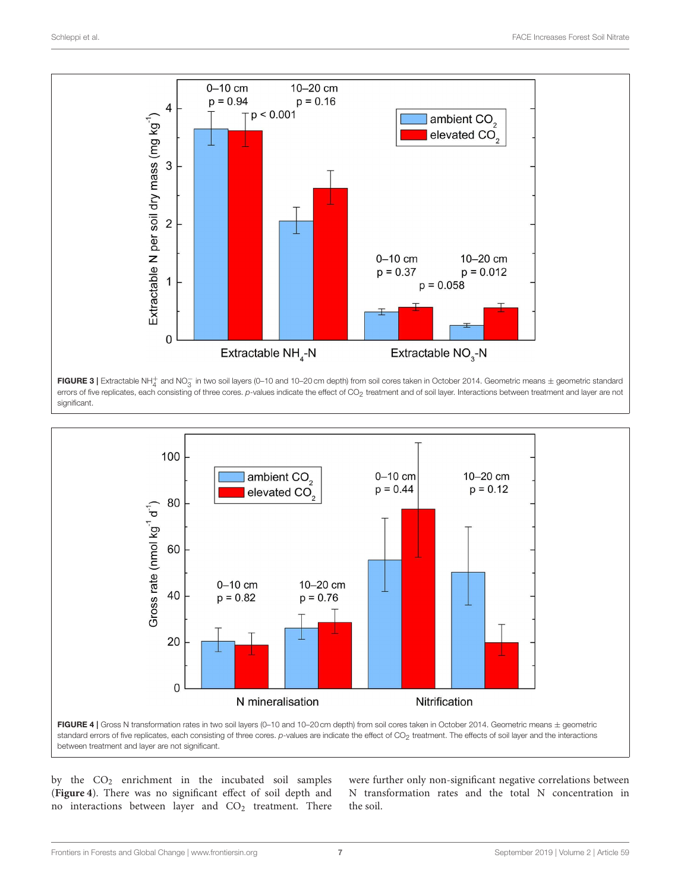**FIGURE 3 |** Extractable $NH_4^+$ and $NO_3^-$ in two soil layers (0–10 and 10–20 cm depth) from soil cores taken in October 2014. Geometric means ± geometric standard errors of five replicates, each consisting of three cores. *p*-values indicate the effect of $CO_2$ treatment and of soil layer. Interactions between treatment and layer are not significant.

**FIGURE 4 |** Gross N transformation rates in two soil layers (0–10 and 10–20 cm depth) from soil cores taken in October 2014. Geometric means ± geometric standard errors of five replicates, each consisting of three cores. *p*-values are indicate the effect of $CO_2$ treatment. The effects of soil layer and the interactions between treatment and layer are not significant.

by the $CO_2$ enrichment in the incubated soil samples (**Figure 4**). There was no significant effect of soil depth and no interactions between layer and $CO_2$ treatment. There were further only non-significant negative correlations between N transformation rates and the total N concentration in the soil.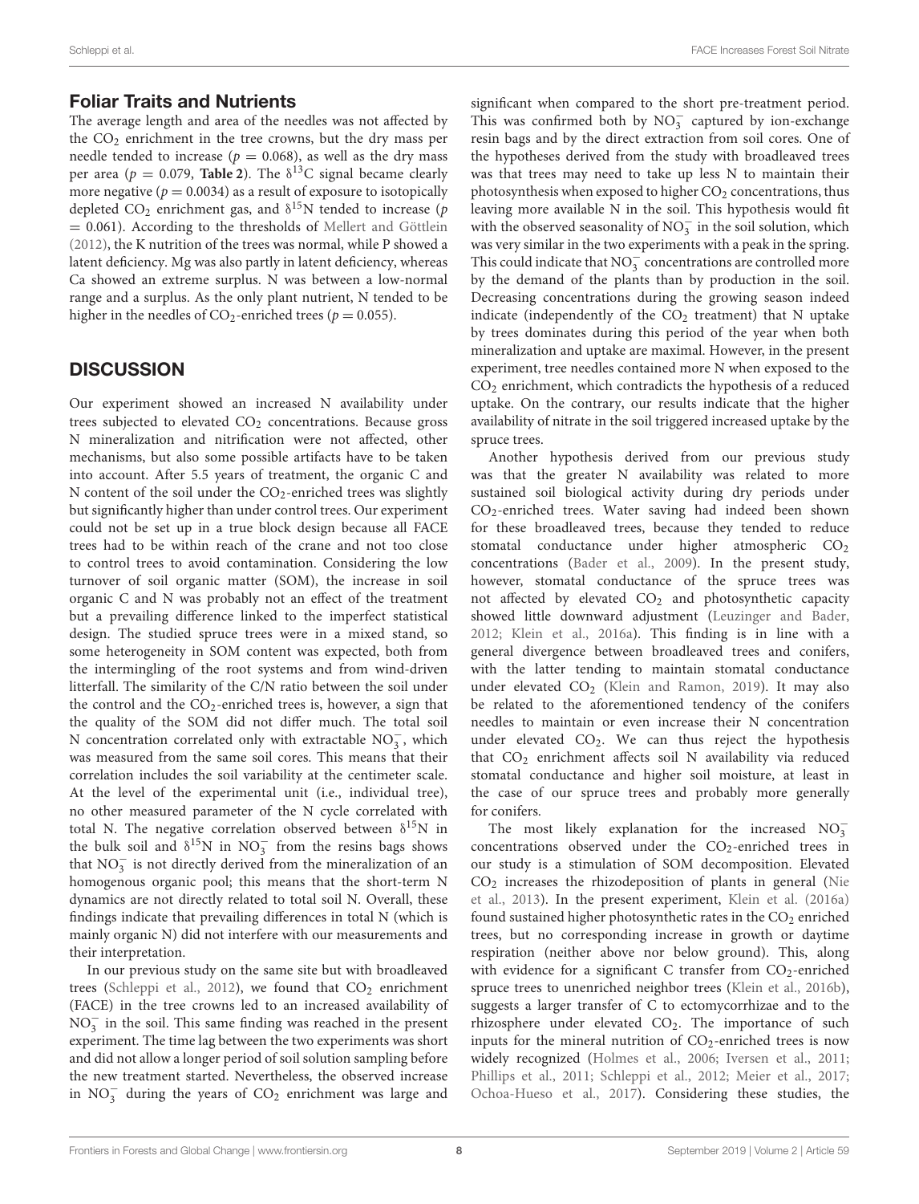## Foliar Traits and Nutrients

The average length and area of the needles was not affected by the $CO_2$ enrichment in the tree crowns, but the dry mass per needle tended to increase ($p = 0.068$), as well as the dry mass per area ($p = 0.079$, **Table 2**). The $\delta^{13}C$ signal became clearly more negative ($p = 0.0034$) as a result of exposure to isotopically depleted $CO_2$ enrichment gas, and $\delta^{15}N$ tended to increase ($p = 0.061$). According to the thresholds of Mellert and Göttlein (2012), the K nutrition of the trees was normal, while P showed a latent deficiency. Mg was also partly in latent deficiency, whereas Ca showed an extreme surplus. N was between a low-normal range and a surplus. As the only plant nutrient, N tended to be higher in the needles of $CO_2$-enriched trees ($p = 0.055$).

## DISCUSSION

Our experiment showed an increased N availability under trees subjected to elevated $CO_2$ concentrations. Because gross N mineralization and nitrification were not affected, other mechanisms, but also some possible artifacts have to be taken into account. After 5.5 years of treatment, the organic C and N content of the soil under the $CO_2$-enriched trees was slightly but significantly higher than under control trees. Our experiment could not be set up in a true block design because all FACE trees had to be within reach of the crane and not too close to control trees to avoid contamination. Considering the low turnover of soil organic matter (SOM), the increase in soil organic C and N was probably not an effect of the treatment but a prevailing difference linked to the imperfect statistical design. The studied spruce trees were in a mixed stand, so some heterogeneity in SOM content was expected, both from the intermingling of the root systems and from wind-driven litterfall. The similarity of the C/N ratio between the soil under the control and the $CO_2$-enriched trees is, however, a sign that the quality of the SOM did not differ much. The total soil N concentration correlated only with extractable $NO_3^-$, which was measured from the same soil cores. This means that their correlation includes the soil variability at the centimeter scale. At the level of the experimental unit (i.e., individual tree), no other measured parameter of the N cycle correlated with total N. The negative correlation observed between $\delta^{15}N$ in the bulk soil and $\delta^{15}N$ in $NO_3^-$ from the resins bags shows that $NO_3^-$ is not directly derived from the mineralization of an homogenous organic pool; this means that the short-term N dynamics are not directly related to total soil N. Overall, these findings indicate that prevailing differences in total N (which is mainly organic N) did not interfere with our measurements and their interpretation.

In our previous study on the same site but with broadleaved trees (Schleppi et al., 2012), we found that $CO_2$ enrichment (FACE) in the tree crowns led to an increased availability of $NO_3^-$ in the soil. This same finding was reached in the present experiment. The time lag between the two experiments was short and did not allow a longer period of soil solution sampling before the new treatment started. Nevertheless, the observed increase in $NO_3^-$ during the years of $CO_2$ enrichment was large and significant when compared to the short pre-treatment period. This was confirmed both by $NO_3^-$ captured by ion-exchange resin bags and by the direct extraction from soil cores. One of the hypotheses derived from the study with broadleaved trees was that trees may need to take up less N to maintain their photosynthesis when exposed to higher $CO_2$ concentrations, thus leaving more available N in the soil. This hypothesis would fit with the observed seasonality of $NO_3^-$ in the soil solution, which was very similar in the two experiments with a peak in the spring. This could indicate that $NO_3^-$ concentrations are controlled more by the demand of the plants than by production in the soil. Decreasing concentrations during the growing season indeed indicate (independently of the $CO_2$ treatment) that N uptake by trees dominates during this period of the year when both mineralization and uptake are maximal. However, in the present experiment, tree needles contained more N when exposed to the $CO_2$ enrichment, which contradicts the hypothesis of a reduced uptake. On the contrary, our results indicate that the higher availability of nitrate in the soil triggered increased uptake by the spruce trees.

Another hypothesis derived from our previous study was that the greater N availability was related to more sustained soil biological activity during dry periods under $CO_2$-enriched trees. Water saving had indeed been shown for these broadleaved trees, because they tended to reduce stomatal conductance under higher atmospheric $CO_2$ concentrations (Bader et al., 2009). In the present study, however, stomatal conductance of the spruce trees was not affected by elevated $CO_2$ and photosynthetic capacity showed little downward adjustment (Leuzinger and Bader, 2012; Klein et al., 2016a). This finding is in line with a general divergence between broadleaved trees and conifers, with the latter tending to maintain stomatal conductance under elevated $CO_2$ (Klein and Ramon, 2019). It may also be related to the aforementioned tendency of the conifers needles to maintain or even increase their N concentration under elevated $CO_2$. We can thus reject the hypothesis that $CO_2$ enrichment affects soil N availability via reduced stomatal conductance and higher soil moisture, at least in the case of our spruce trees and probably more generally for conifers.

The most likely explanation for the increased $NO_3^-$ concentrations observed under the $CO_2$-enriched trees in our study is a stimulation of SOM decomposition. Elevated $CO_2$ increases the rhizodeposition of plants in general (Nie et al., 2013). In the present experiment, Klein et al. (2016a) found sustained higher photosynthetic rates in the $CO_2$ enriched trees, but no corresponding increase in growth or daytime respiration (neither above nor below ground). This, along with evidence for a significant C transfer from $CO_2$-enriched spruce trees to unenriched neighbor trees (Klein et al., 2016b), suggests a larger transfer of C to ectomycorrhizae and to the rhizosphere under elevated $CO_2$. The importance of such inputs for the mineral nutrition of $CO_2$-enriched trees is now widely recognized (Holmes et al., 2006; Iversen et al., 2011; Phillips et al., 2011; Schleppi et al., 2012; Meier et al., 2017; Ochoa-Hueso et al., 2017). Considering these studies, the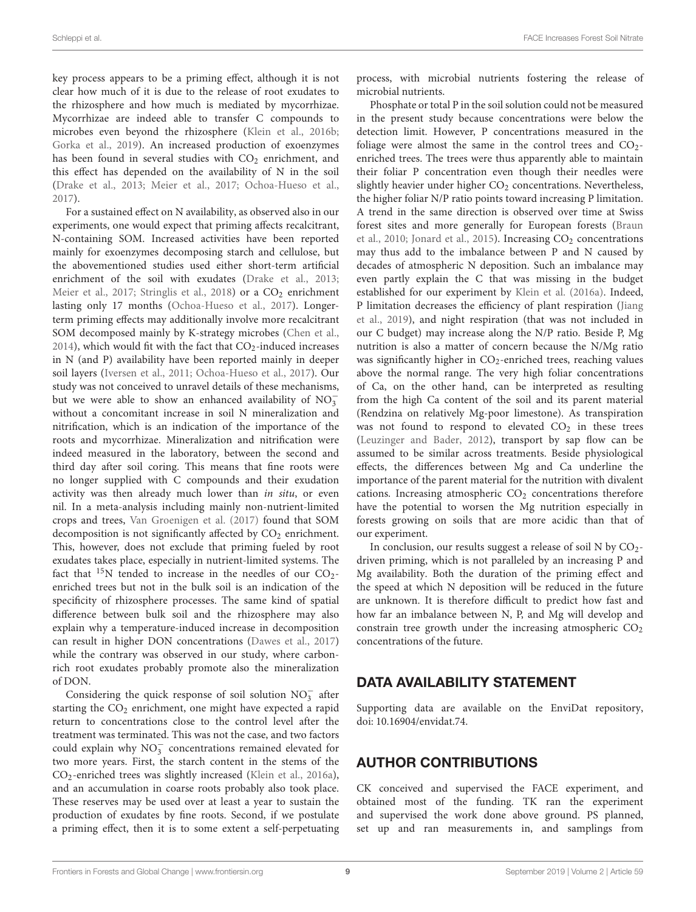key process appears to be a priming effect, although it is not clear how much of it is due to the release of root exudates to the rhizosphere and how much is mediated by mycorrhizae. Mycorrhizae are indeed able to transfer C compounds to microbes even beyond the rhizosphere (Klein et al., 2016b; Gorka et al., 2019). An increased production of exoenzymes has been found in several studies with $CO_2$ enrichment, and this effect has depended on the availability of N in the soil (Drake et al., 2013; Meier et al., 2017; Ochoa-Hueso et al., 2017).

For a sustained effect on N availability, as observed also in our experiments, one would expect that priming affects recalcitrant, N-containing SOM. Increased activities have been reported mainly for exoenzymes decomposing starch and cellulose, but the abovementioned studies used either short-term artificial enrichment of the soil with exudates (Drake et al., 2013; Meier et al., 2017; Stringlis et al., 2018) or a $CO_2$ enrichment lasting only 17 months (Ochoa-Hueso et al., 2017). Longer-term priming effects may additionally involve more recalcitrant SOM decomposed mainly by K-strategy microbes (Chen et al., 2014), which would fit with the fact that $CO_2$-induced increases in N (and P) availability have been reported mainly in deeper soil layers (Iversen et al., 2011; Ochoa-Hueso et al., 2017). Our study was not conceived to unravel details of these mechanisms, but we were able to show an enhanced availability of $NO_3^-$ without a concomitant increase in soil N mineralization and nitrification, which is an indication of the importance of the roots and mycorrhizae. Mineralization and nitrification were indeed measured in the laboratory, between the second and third day after soil coring. This means that fine roots were no longer supplied with C compounds and their exudation activity was then already much lower than *in situ*, or even nil. In a meta-analysis including mainly non-nutrient-limited crops and trees, Van Groenigen et al. (2017) found that SOM decomposition is not significantly affected by $CO_2$ enrichment. This, however, does not exclude that priming fueled by root exudates takes place, especially in nutrient-limited systems. The fact that $^{15}N$ tended to increase in the needles of our $CO_2$-enriched trees but not in the bulk soil is an indication of the specificity of rhizosphere processes. The same kind of spatial difference between bulk soil and the rhizosphere may also explain why a temperature-induced increase in decomposition can result in higher DON concentrations (Dawes et al., 2017) while the contrary was observed in our study, where carbon-rich root exudates probably promote also the mineralization of DON.

Considering the quick response of soil solution $NO_3^-$ after starting the $CO_2$ enrichment, one might have expected a rapid return to concentrations close to the control level after the treatment was terminated. This was not the case, and two factors could explain why $NO_3^-$ concentrations remained elevated for two more years. First, the starch content in the stems of the $CO_2$-enriched trees was slightly increased (Klein et al., 2016a), and an accumulation in coarse roots probably also took place. These reserves may be used over at least a year to sustain the production of exudates by fine roots. Second, if we postulate a priming effect, then it is to some extent a self-perpetuating process, with microbial nutrients fostering the release of microbial nutrients.

Phosphate or total P in the soil solution could not be measured in the present study because concentrations were below the detection limit. However, P concentrations measured in the foliage were almost the same in the control trees and $CO_2$-enriched trees. The trees were thus apparently able to maintain their foliar P concentration even though their needles were slightly heavier under higher $CO_2$ concentrations. Nevertheless, the higher foliar N/P ratio points toward increasing P limitation. A trend in the same direction is observed over time at Swiss forest sites and more generally for European forests (Braun et al., 2010; Jonard et al., 2015). Increasing $CO_2$ concentrations may thus add to the imbalance between P and N caused by decades of atmospheric N deposition. Such an imbalance may even partly explain the C that was missing in the budget established for our experiment by Klein et al. (2016a). Indeed, P limitation decreases the efficiency of plant respiration (Jiang et al., 2019), and night respiration (that was not included in our C budget) may increase along the N/P ratio. Beside P, Mg nutrition is also a matter of concern because the N/Mg ratio was significantly higher in $CO_2$-enriched trees, reaching values above the normal range. The very high foliar concentrations of Ca, on the other hand, can be interpreted as resulting from the high Ca content of the soil and its parent material (Rendzina on relatively Mg-poor limestone). As transpiration was not found to respond to elevated $CO_2$ in these trees (Leuzinger and Bader, 2012), transport by sap flow can be assumed to be similar across treatments. Beside physiological effects, the differences between Mg and Ca underline the importance of the parent material for the nutrition with divalent cations. Increasing atmospheric $CO_2$ concentrations therefore have the potential to worsen the Mg nutrition especially in forests growing on soils that are more acidic than that of our experiment.

In conclusion, our results suggest a release of soil N by $CO_2$-driven priming, which is not paralleled by an increasing P and Mg availability. Both the duration of the priming effect and the speed at which N deposition will be reduced in the future are unknown. It is therefore difficult to predict how fast and how far an imbalance between N, P, and Mg will develop and constrain tree growth under the increasing atmospheric $CO_2$ concentrations of the future.

## DATA AVAILABILITY STATEMENT

Supporting data are available on the EnviDat repository, doi: 10.16904/envidat.74.

## AUTHOR CONTRIBUTIONS

CK conceived and supervised the FACE experiment, and obtained most of the funding. TK ran the experiment and supervised the work done above ground. PS planned, set up and ran measurements in, and samplings from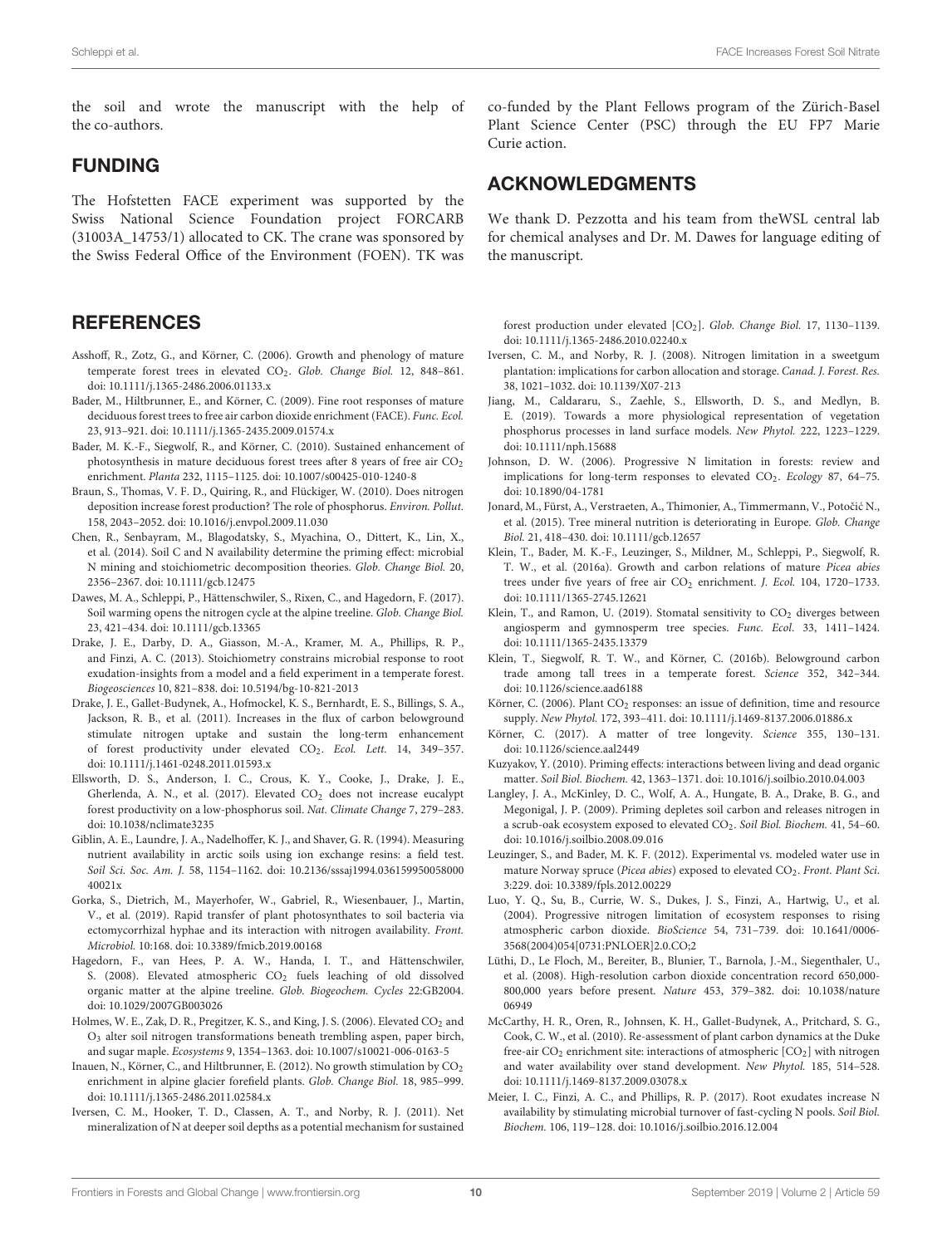the soil and wrote the manuscript with the help of the co-authors.

## FUNDING

The Hofstetten FACE experiment was supported by the Swiss National Science Foundation project FORCARB (31003A_14753/1) allocated to CK. The crane was sponsored by the Swiss Federal Office of the Environment (FOEN). TK was co-funded by the Plant Fellows program of the Zürich-Basel Plant Science Center (PSC) through the EU FP7 Marie Curie action.

## ACKNOWLEDGMENTS

We thank D. Pezzotta and his team from theWSL central lab for chemical analyses and Dr. M. Dawes for language editing of the manuscript.

## REFERENCES

Asshoff, R., Zotz, G., and Körner, C. (2006). Growth and phenology of mature temperate forest trees in elevated $CO_2$. *Glob. Change Biol.* 12, 848–861. doi: 10.1111/j.1365-2486.2006.01133.x

Bader, M., Hiltbrunner, E., and Körner, C. (2009). Fine root responses of mature deciduous forest trees to free air carbon dioxide enrichment (FACE). *Func. Ecol.* 23, 913–921. doi: 10.1111/j.1365-2435.2009.01574.x

Bader, M. K.-F., Siegwolf, R., and Körner, C. (2010). Sustained enhancement of photosynthesis in mature deciduous forest trees after 8 years of free air $CO_2$ enrichment. *Planta* 232, 1115–1125. doi: 10.1007/s00425-010-1240-8

Braun, S., Thomas, V. F. D., Quiring, R., and Flückiger, W. (2010). Does nitrogen deposition increase forest production? The role of phosphorus. *Environ. Pollut.* 158, 2043–2052. doi: 10.1016/j.envpol.2009.11.030

Chen, R., Senbayram, M., Blagodatsky, S., Myachina, O., Dittert, K., Lin, X., et al. (2014). Soil C and N availability determine the priming effect: microbial N mining and stoichiometric decomposition theories. *Glob. Change Biol.* 20, 2356–2367. doi: 10.1111/gcb.12475

Dawes, M. A., Schleppi, P., Hättenschwiler, S., Rixen, C., and Hagedorn, F. (2017). Soil warming opens the nitrogen cycle at the alpine treeline. *Glob. Change Biol.* 23, 421–434. doi: 10.1111/gcb.13365

Drake, J. E., Darby, D. A., Giasson, M.-A., Kramer, M. A., Phillips, R. P., and Finzi, A. C. (2013). Stoichiometry constrains microbial response to root exudation-insights from a model and a field experiment in a temperate forest. *Biogeosciences* 10, 821–838. doi: 10.5194/bg-10-821-2013

Drake, J. E., Gallet-Budynek, A., Hofmockel, K. S., Bernhardt, E. S., Billings, S. A., Jackson, R. B., et al. (2011). Increases in the flux of carbon belowground stimulate nitrogen uptake and sustain the long-term enhancement of forest productivity under elevated $CO_2$. *Ecol. Lett.* 14, 349–357. doi: 10.1111/j.1461-0248.2011.01593.x

Ellsworth, D. S., Anderson, I. C., Crous, K. Y., Cooke, J., Drake, J. E., Gherlenda, A. N., et al. (2017). Elevated $CO_2$ does not increase eucalypt forest productivity on a low-phosphorus soil. *Nat. Climate Change* 7, 279–283. doi: 10.1038/nclimate3235

Giblin, A. E., Laundre, J. A., Nadelhoffer, K. J., and Shaver, G. R. (1994). Measuring nutrient availability in arctic soils using ion exchange resins: a field test. *Soil Sci. Soc. Am. J.* 58, 1154–1162. doi: 10.2136/sssaj1994.03615995005800040021x

Gorka, S., Dietrich, M., Mayerhofer, W., Gabriel, R., Wiesenbauer, J., Martin, V., et al. (2019). Rapid transfer of plant photosynthates to soil bacteria via ectomycorrhizal hyphae and its interaction with nitrogen availability. *Front. Microbiol.* 10:168. doi: 10.3389/fmicb.2019.00168

Hagedorn, F., van Hees, P. A. W., Handa, I. T., and Hättenschwiler, S. (2008). Elevated atmospheric $CO_2$ fuels leaching of old dissolved organic matter at the alpine treeline. *Glob. Biogeochem. Cycles* 22:GB2004. doi: 10.1029/2007GB003026

Holmes, W. E., Zak, D. R., Pregitzer, K. S., and King, J. S. (2006). Elevated $CO_2$ and $O_3$ alter soil nitrogen transformations beneath trembling aspen, paper birch, and sugar maple. *Ecosystems* 9, 1354–1363. doi: 10.1007/s10021-006-0163-5

Inauen, N., Körner, C., and Hiltbrunner, E. (2012). No growth stimulation by $CO_2$ enrichment in alpine glacier forefield plants. *Glob. Change Biol.* 18, 985–999. doi: 10.1111/j.1365-2486.2011.02584.x

Iversen, C. M., Hooker, T. D., Classen, A. T., and Norby, R. J. (2011). Net mineralization of N at deeper soil depths as a potential mechanism for sustained forest production under elevated [$CO_2$]. *Glob. Change Biol.* 17, 1130–1139. doi: 10.1111/j.1365-2486.2010.02240.x

Iversen, C. M., and Norby, R. J. (2008). Nitrogen limitation in a sweetgum plantation: implications for carbon allocation and storage. *Canad. J. Forest. Res.* 38, 1021–1032. doi: 10.1139/X07-213

Jiang, M., Caldararu, S., Zaehle, S., Ellsworth, D. S., and Medlyn, B. E. (2019). Towards a more physiological representation of vegetation phosphorus processes in land surface models. *New Phytol.* 222, 1223–1229. doi: 10.1111/nph.15688

Johnson, D. W. (2006). Progressive N limitation in forests: review and implications for long-term responses to elevated $CO_2$. *Ecology* 87, 64–75. doi: 10.1890/04-1781

Jonard, M., Fürst, A., Verstraeten, A., Thimonier, A., Timmermann, V., Potočić N., et al. (2015). Tree mineral nutrition is deteriorating in Europe. *Glob. Change Biol.* 21, 418–430. doi: 10.1111/gcb.12657

Klein, T., Bader, M. K.-F., Leuzinger, S., Mildner, M., Schleppi, P., Siegwolf, R. T. W., et al. (2016a). Growth and carbon relations of mature *Picea abies* trees under five years of free air $CO_2$ enrichment. *J. Ecol.* 104, 1720–1733. doi: 10.1111/1365-2745.12621

Klein, T., and Ramon, U. (2019). Stomatal sensitivity to $CO_2$ diverges between angiosperm and gymnosperm tree species. *Func. Ecol.* 33, 1411–1424. doi: 10.1111/1365-2435.13379

Klein, T., Siegwolf, R. T. W., and Körner, C. (2016b). Belowground carbon trade among tall trees in a temperate forest. *Science* 352, 342–344. doi: 10.1126/science.aad6188

Körner, C. (2006). Plant $CO_2$ responses: an issue of definition, time and resource supply. *New Phytol.* 172, 393–411. doi: 10.1111/j.1469-8137.2006.01886.x

Körner, C. (2017). A matter of tree longevity. *Science* 355, 130–131. doi: 10.1126/science.aal2449

Kuzyakov, Y. (2010). Priming effects: interactions between living and dead organic matter. *Soil Biol. Biochem.* 42, 1363–1371. doi: 10.1016/j.soilbio.2010.04.003

Langley, J. A., McKinley, D. C., Wolf, A. A., Hungate, B. A., Drake, B. G., and Megonigal, J. P. (2009). Priming depletes soil carbon and releases nitrogen in a scrub-oak ecosystem exposed to elevated $CO_2$. *Soil Biol. Biochem.* 41, 54–60. doi: 10.1016/j.soilbio.2008.09.016

Leuzinger, S., and Bader, M. K. F. (2012). Experimental vs. modeled water use in mature Norway spruce (*Picea abies*) exposed to elevated $CO_2$. *Front. Plant Sci.* 3:229. doi: 10.3389/fpls.2012.00229

Luo, Y. Q., Su, B., Currie, W. S., Dukes, J. S., Finzi, A., Hartwig, U., et al. (2004). Progressive nitrogen limitation of ecosystem responses to rising atmospheric carbon dioxide. *BioScience* 54, 731–739. doi: 10.1641/0006-3568(2004)054[0731:PNLOER]2.0.CO;2

Lüthi, D., Le Floch, M., Bereiter, B., Blunier, T., Barnola, J.-M., Siegenthaler, U., et al. (2008). High-resolution carbon dioxide concentration record 650,000-800,000 years before present. *Nature* 453, 379–382. doi: 10.1038/nature06949

McCarthy, H. R., Oren, R., Johnsen, K. H., Gallet-Budynek, A., Pritchard, S. G., Cook, C. W., et al. (2010). Re-assessment of plant carbon dynamics at the Duke free-air $CO_2$ enrichment site: interactions of atmospheric [$CO_2$] with nitrogen and water availability over stand development. *New Phytol.* 185, 514–528. doi: 10.1111/j.1469-8137.2009.03078.x

Meier, I. C., Finzi, A. C., and Phillips, R. P. (2017). Root exudates increase N availability by stimulating microbial turnover of fast-cycling N pools. *Soil Biol. Biochem.* 106, 119–128. doi: 10.1016/j.soilbio.2016.12.004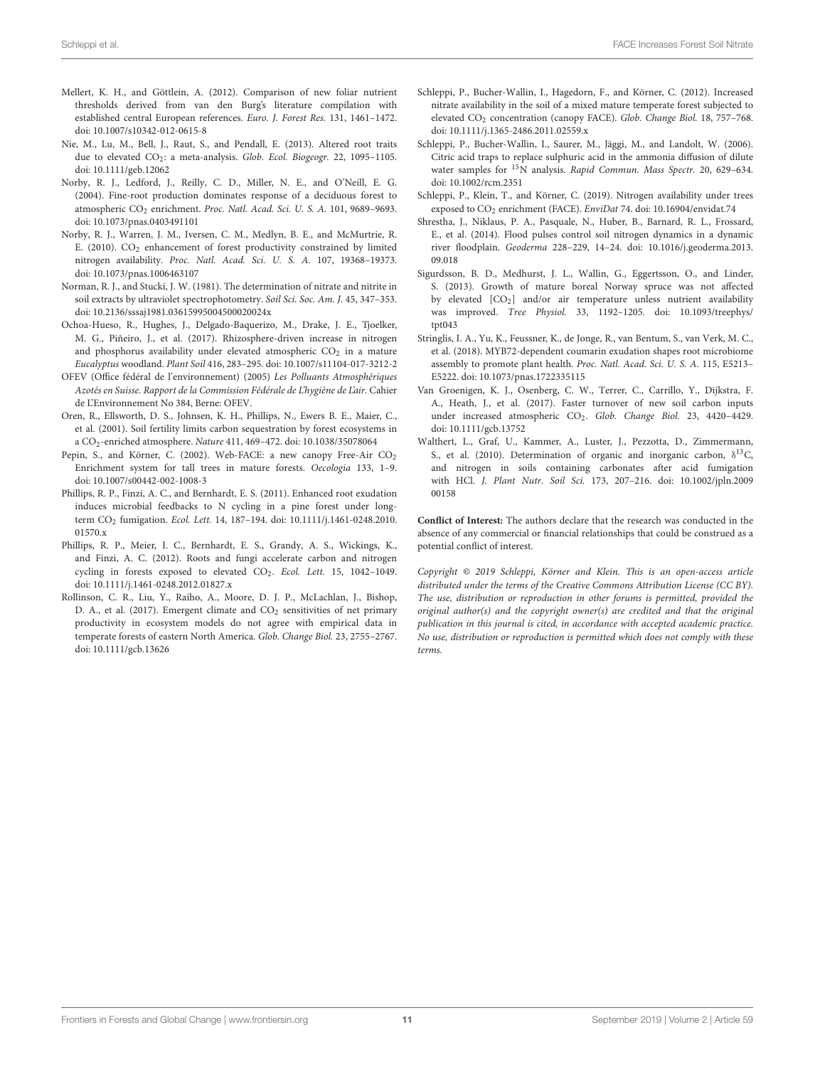Mellert, K. H., and Göttlein, A. (2012). Comparison of new foliar nutrient thresholds derived from van den Burg's literature compilation with established central European references. *Euro. J. Forest Res.* 131, 1461–1472. doi: 10.1007/s10342-012-0615-8

Nie, M., Lu, M., Bell, J., Raut, S., and Pendall, E. (2013). Altered root traits due to elevated $CO_2$: a meta-analysis. *Glob. Ecol. Biogeogr.* 22, 1095–1105. doi: 10.1111/geb.12062

Norby, R. J., Ledford, J., Reilly, C. D., Miller, N. E., and O'Neill, E. G. (2004). Fine-root production dominates response of a deciduous forest to atmospheric $CO_2$ enrichment. *Proc. Natl. Acad. Sci. U. S. A.* 101, 9689–9693. doi: 10.1073/pnas.0403491101

Norby, R. J., Warren, J. M., Iversen, C. M., Medlyn, B. E., and McMurtrie, R. E. (2010). $CO_2$ enhancement of forest productivity constrained by limited nitrogen availability. *Proc. Natl. Acad. Sci. U. S. A.* 107, 19368–19373. doi: 10.1073/pnas.1006463107

Norman, R. J., and Stucki, J. W. (1981). The determination of nitrate and nitrite in soil extracts by ultraviolet spectrophotometry. *Soil Sci. Soc. Am. J.* 45, 347–353. doi: 10.2136/sssaj1981.03615995004500020024x

Ochoa-Hueso, R., Hughes, J., Delgado-Baquerizo, M., Drake, J. E., Tjoelker, M. G., Piñeiro, J., et al. (2017). Rhizosphere-driven increase in nitrogen and phosphorus availability under elevated atmospheric $CO_2$ in a mature *Eucalyptus* woodland. *Plant Soil* 416, 283–295. doi: 10.1007/s11104-017-3212-2

OFEV (Office fédéral de l'environnement) (2005) *Les Polluants Atmosphériques Azotés en Suisse. Rapport de la Commission Fédérale de L'hygiène de L'air*. Cahier de L'Environnement No 384, Berne: OFEV.

Oren, R., Ellsworth, D. S., Johnsen, K. H., Phillips, N., Ewers B. E., Maier, C., et al. (2001). Soil fertility limits carbon sequestration by forest ecosystems in a $CO_2$-enriched atmosphere. *Nature* 411, 469–472. doi: 10.1038/35078064

Pepin, S., and Körner, C. (2002). Web-FACE: a new canopy Free-Air $CO_2$ Enrichment system for tall trees in mature forests. *Oecologia* 133, 1–9. doi: 10.1007/s00442-002-1008-3

Phillips, R. P., Finzi, A. C., and Bernhardt, E. S. (2011). Enhanced root exudation induces microbial feedbacks to N cycling in a pine forest under long-term $CO_2$ fumigation. *Ecol. Lett.* 14, 187–194. doi: 10.1111/j.1461-0248.2010.01570.x

Phillips, R. P., Meier, I. C., Bernhardt, E. S., Grandy, A. S., Wickings, K., and Finzi, A. C. (2012). Roots and fungi accelerate carbon and nitrogen cycling in forests exposed to elevated $CO_2$. *Ecol. Lett.* 15, 1042–1049. doi: 10.1111/j.1461-0248.2012.01827.x

Rollinson, C. R., Liu, Y., Raiho, A., Moore, D. J. P., McLachlan, J., Bishop, D. A., et al. (2017). Emergent climate and $CO_2$ sensitivities of net primary productivity in ecosystem models do not agree with empirical data in temperate forests of eastern North America. *Glob. Change Biol.* 23, 2755–2767. doi: 10.1111/gcb.13626

Schleppi, P., Bucher-Wallin, I., Hagedorn, F., and Körner, C. (2012). Increased nitrate availability in the soil of a mixed mature temperate forest subjected to elevated $CO_2$ concentration (canopy FACE). *Glob. Change Biol.* 18, 757–768. doi: 10.1111/j.1365-2486.2011.02559.x

Schleppi, P., Bucher-Wallin, I., Saurer, M., Jäggi, M., and Landolt, W. (2006). Citric acid traps to replace sulphuric acid in the ammonia diffusion of dilute water samples for $^{15}N$ analysis. *Rapid Commun. Mass Spectr.* 20, 629–634. doi: 10.1002/rcm.2351

Schleppi, P., Klein, T., and Körner, C. (2019). Nitrogen availability under trees exposed to $CO_2$ enrichment (FACE). *EnviDat* 74. doi: 10.16904/envidat.74

Shrestha, J., Niklaus, P. A., Pasquale, N., Huber, B., Barnard, R. L., Frossard, E., et al. (2014). Flood pulses control soil nitrogen dynamics in a dynamic river floodplain. *Geoderma* 228–229, 14–24. doi: 10.1016/j.geoderma.2013.09.018

Sigurdsson, B. D., Medhurst, J. L., Wallin, G., Eggertsson, O., and Linder, S. (2013). Growth of mature boreal Norway spruce was not affected by elevated [$CO_2$] and/or air temperature unless nutrient availability was improved. *Tree Physiol.* 33, 1192–1205. doi: 10.1093/treephys/tpt043

Stringlis, I. A., Yu, K., Feussner, K., de Jonge, R., van Bentum, S., van Verk, M. C., et al. (2018). MYB72-dependent coumarin exudation shapes root microbiome assembly to promote plant health. *Proc. Natl. Acad. Sci. U. S. A.* 115, E5213–E5222. doi: 10.1073/pnas.1722335115

Van Groenigen, K. J., Osenberg, C. W., Terrer, C., Carrillo, Y., Dijkstra, F. A., Heath, J., et al. (2017). Faster turnover of new soil carbon inputs under increased atmospheric $CO_2$. *Glob. Change Biol.* 23, 4420–4429. doi: 10.1111/gcb.13752

Walthert, L., Graf, U., Kammer, A., Luster, J., Pezzotta, D., Zimmermann, S., et al. (2010). Determination of organic and inorganic carbon, $\delta^{13}C$, and nitrogen in soils containing carbonates after acid fumigation with HCl. *J. Plant Nutr. Soil Sci.* 173, 207–216. doi: 10.1002/jpln.200900158

**Conflict of Interest:** The authors declare that the research was conducted in the absence of any commercial or financial relationships that could be construed as a potential conflict of interest.

*Copyright © 2019 Schleppi, Körner and Klein. This is an open-access article distributed under the terms of the Creative Commons Attribution License (CC BY). The use, distribution or reproduction in other forums is permitted, provided the original author(s) and the copyright owner(s) are credited and that the original publication in this journal is cited, in accordance with accepted academic practice. No use, distribution or reproduction is permitted which does not comply with these terms.*